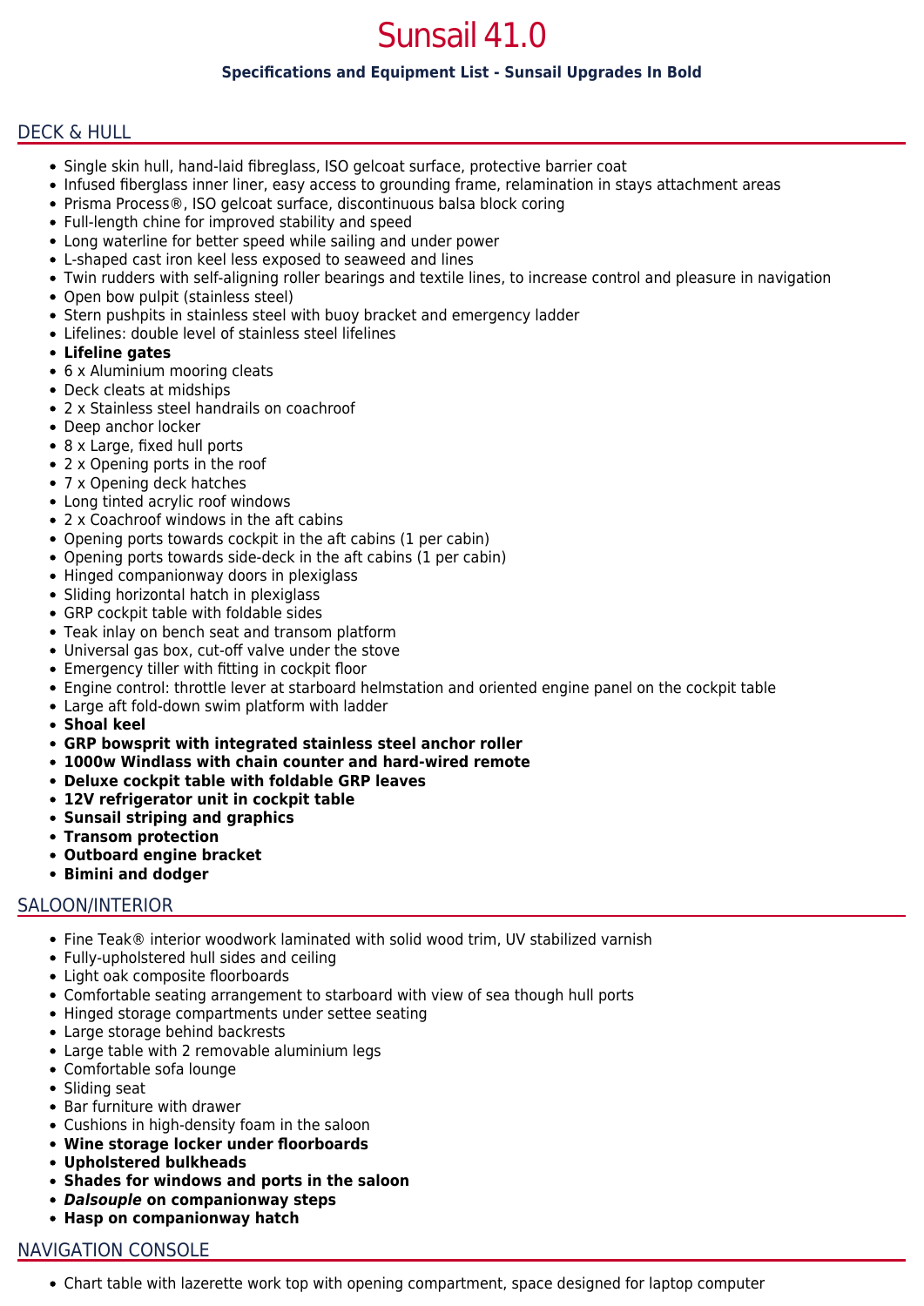# Sunsail 41.0

**Specifications and Equipment List - Sunsail Upgrades In Bold**

## DECK & HULL

- Single skin hull, hand-laid fibreglass, ISO gelcoat surface, protective barrier coat
- Infused fiberglass inner liner, easy access to grounding frame, relamination in stays attachment areas
- Prisma Process®, ISO gelcoat surface, discontinuous balsa block coring
- Full-length chine for improved stability and speed
- Long waterline for better speed while sailing and under power
- L-shaped cast iron keel less exposed to seaweed and lines
- Twin rudders with self-aligning roller bearings and textile lines, to increase control and pleasure in navigation
- Open bow pulpit (stainless steel)
- Stern pushpits in stainless steel with buoy bracket and emergency ladder
- Lifelines: double level of stainless steel lifelines
- **Lifeline gates**
- 6 x Aluminium mooring cleats
- Deck cleats at midships
- 2 x Stainless steel handrails on coachroof
- Deep anchor locker
- 8 x Large, fixed hull ports
- 2 x Opening ports in the roof
- 7 x Opening deck hatches
- Long tinted acrylic roof windows
- 2 x Coachroof windows in the aft cabins
- Opening ports towards cockpit in the aft cabins (1 per cabin)
- Opening ports towards side-deck in the aft cabins (1 per cabin)
- Hinged companionway doors in plexiglass
- Sliding horizontal hatch in plexiglass
- GRP cockpit table with foldable sides
- Teak inlay on bench seat and transom platform
- Universal gas box, cut-off valve under the stove
- Emergency tiller with fitting in cockpit floor
- Engine control: throttle lever at starboard helmstation and oriented engine panel on the cockpit table
- Large aft fold-down swim platform with ladder
- **Shoal keel**
- **GRP bowsprit with integrated stainless steel anchor roller**
- **1000w Windlass with chain counter and hard-wired remote**
- **Deluxe cockpit table with foldable GRP leaves**
- **12V refrigerator unit in cockpit table**
- **Sunsail striping and graphics**
- **Transom protection**
- **Outboard engine bracket**
- **Bimini and dodger**

## SALOON/INTERIOR

- Fine Teak® interior woodwork laminated with solid wood trim, UV stabilized varnish
- Fully-upholstered hull sides and ceiling
- Light oak composite floorboards
- Comfortable seating arrangement to starboard with view of sea though hull ports
- Hinged storage compartments under settee seating
- Large storage behind backrests
- Large table with 2 removable aluminium legs
- Comfortable sofa lounge
- Sliding seat
- Bar furniture with drawer
- Cushions in high-density foam in the saloon
- **Wine storage locker under floorboards**
- **Upholstered bulkheads**
- **Shades for windows and ports in the saloon**
- ***Dalsouple* on companionway steps**
- **Hasp on companionway hatch**

## NAVIGATION CONSOLE

- Chart table with lazerette work top with opening compartment, space designed for laptop computer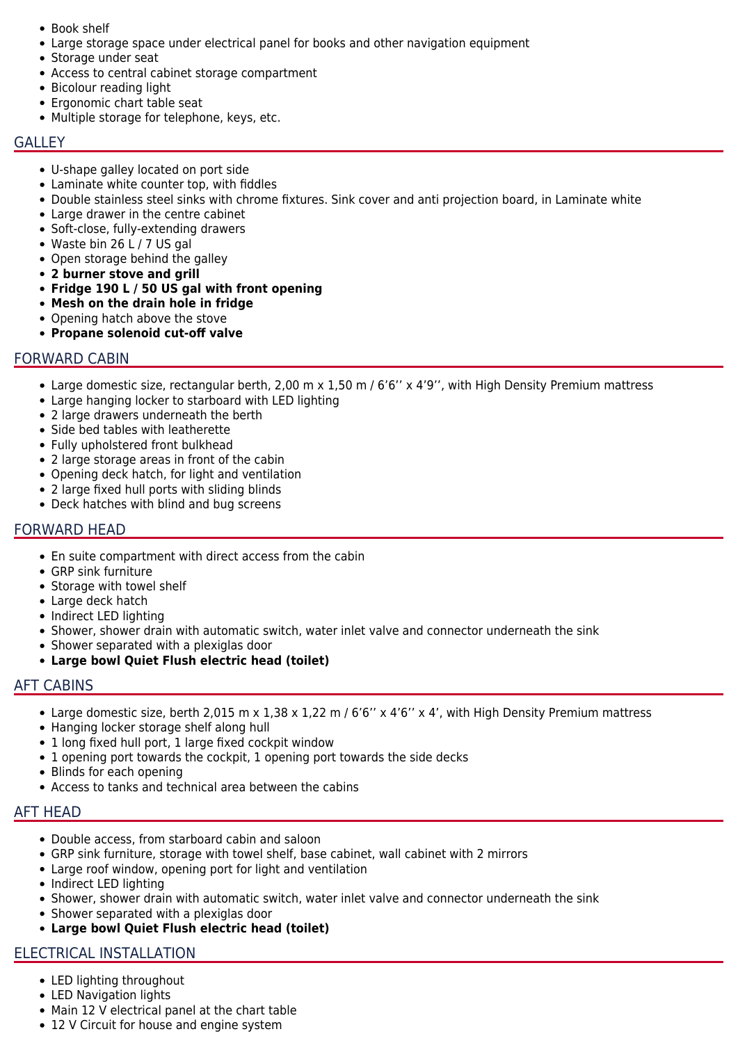- Book shelf
- Large storage space under electrical panel for books and other navigation equipment
- Storage under seat
- Access to central cabinet storage compartment
- Bicolour reading light
- Ergonomic chart table seat
- Multiple storage for telephone, keys, etc.

## GALLEY

- U-shape galley located on port side
- Laminate white counter top, with fiddles
- Double stainless steel sinks with chrome fixtures. Sink cover and anti projection board, in Laminate white
- Large drawer in the centre cabinet
- Soft-close, fully-extending drawers
- Waste bin 26 L / 7 US gal
- Open storage behind the galley
- **2 burner stove and grill**
- **Fridge 190 L / 50 US gal with front opening**
- **Mesh on the drain hole in fridge**
- Opening hatch above the stove
- **Propane solenoid cut-off valve**

## FORWARD CABIN

- Large domestic size, rectangular berth, 2,00 m x 1,50 m / 6'6'' x 4'9'', with High Density Premium mattress
- Large hanging locker to starboard with LED lighting
- 2 large drawers underneath the berth
- Side bed tables with leatherette
- Fully upholstered front bulkhead
- 2 large storage areas in front of the cabin
- Opening deck hatch, for light and ventilation
- 2 large fixed hull ports with sliding blinds
- Deck hatches with blind and bug screens

## FORWARD HEAD

- En suite compartment with direct access from the cabin
- GRP sink furniture
- Storage with towel shelf
- Large deck hatch
- Indirect LED lighting
- Shower, shower drain with automatic switch, water inlet valve and connector underneath the sink
- Shower separated with a plexiglas door
- **Large bowl Quiet Flush electric head (toilet)**

## AFT CABINS

- Large domestic size, berth 2,015 m x 1,38 x 1,22 m / 6'6'' x 4'6'' x 4', with High Density Premium mattress
- Hanging locker storage shelf along hull
- 1 long fixed hull port, 1 large fixed cockpit window
- 1 opening port towards the cockpit, 1 opening port towards the side decks
- Blinds for each opening
- Access to tanks and technical area between the cabins

## AFT HEAD

- Double access, from starboard cabin and saloon
- GRP sink furniture, storage with towel shelf, base cabinet, wall cabinet with 2 mirrors
- Large roof window, opening port for light and ventilation
- Indirect LED lighting
- Shower, shower drain with automatic switch, water inlet valve and connector underneath the sink
- Shower separated with a plexiglas door
- **Large bowl Quiet Flush electric head (toilet)**

## ELECTRICAL INSTALLATION

- LED lighting throughout
- LED Navigation lights
- Main 12 V electrical panel at the chart table
- 12 V Circuit for house and engine system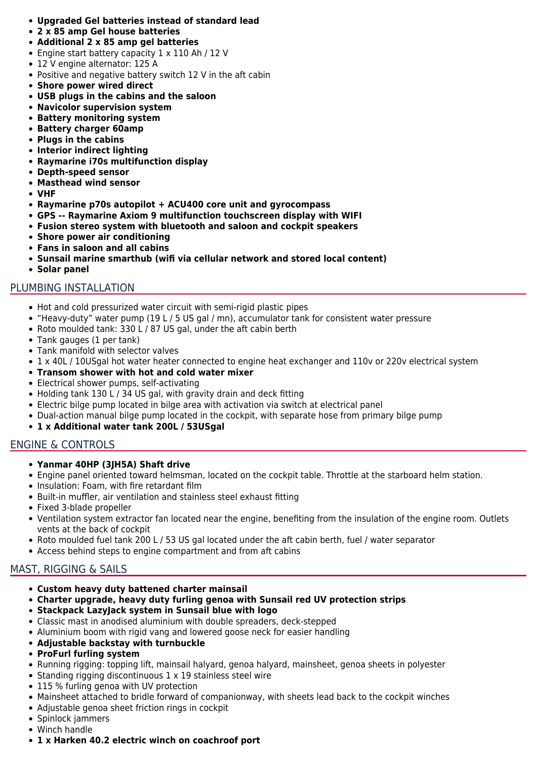- **Upgraded Gel batteries instead of standard lead**
- **2 x 85 amp Gel house batteries**
- **Additional 2 x 85 amp gel batteries**
- Engine start battery capacity 1 x 110 Ah / 12 V
- 12 V engine alternator: 125 A
- Positive and negative battery switch 12 V in the aft cabin
- **Shore power wired direct**
- **USB plugs in the cabins and the saloon**
- **Navicolor supervision system**
- **Battery monitoring system**
- **Battery charger 60amp**
- **Plugs in the cabins**
- **Interior indirect lighting**
- **Raymarine i70s multifunction display**
- **Depth-speed sensor**
- **Masthead wind sensor**
- **VHF**
- **Raymarine p70s autopilot + ACU400 core unit and gyrocompass**
- **GPS -- Raymarine Axiom 9 multifunction touchscreen display with WIFI**
- **Fusion stereo system with bluetooth and saloon and cockpit speakers**
- **Shore power air conditioning**
- **Fans in saloon and all cabins**
- **Sunsail marine smarthub (wifi via cellular network and stored local content)**
- **Solar panel**

## PLUMBING INSTALLATION

- Hot and cold pressurized water circuit with semi-rigid plastic pipes
- “Heavy-duty” water pump (19 L / 5 US gal / mn), accumulator tank for consistent water pressure
- Roto moulded tank: 330 L / 87 US gal, under the aft cabin berth
- Tank gauges (1 per tank)
- Tank manifold with selector valves
- 1 x 40L / 10USgal hot water heater connected to engine heat exchanger and 110v or 220v electrical system
- **Transom shower with hot and cold water mixer**
- Electrical shower pumps, self-activating
- Holding tank 130 L / 34 US gal, with gravity drain and deck fitting
- Electric bilge pump located in bilge area with activation via switch at electrical panel
- Dual-action manual bilge pump located in the cockpit, with separate hose from primary bilge pump
- **1 x Additional water tank 200L / 53USgal**

## ENGINE & CONTROLS

- **Yanmar 40HP (3JH5A) Shaft drive**
- Engine panel oriented toward helmsman, located on the cockpit table. Throttle at the starboard helm station.
- Insulation: Foam, with fire retardant film
- Built-in muffler, air ventilation and stainless steel exhaust fitting
- Fixed 3-blade propeller
- Ventilation system extractor fan located near the engine, benefiting from the insulation of the engine room. Outlets vents at the back of cockpit
- Roto moulded fuel tank 200 L / 53 US gal located under the aft cabin berth, fuel / water separator
- Access behind steps to engine compartment and from aft cabins

## MAST, RIGGING & SAILS

- **Custom heavy duty battened charter mainsail**
- **Charter upgrade, heavy duty furling genoa with Sunsail red UV protection strips**
- **Stackpack LazyJack system in Sunsail blue with logo**
- Classic mast in anodised aluminium with double spreaders, deck-stepped
- Aluminium boom with rigid vang and lowered goose neck for easier handling
- **Adjustable backstay with turnbuckle**
- **ProFurl furling system**
- Running rigging: topping lift, mainsail halyard, genoa halyard, mainsheet, genoa sheets in polyester
- Standing rigging discontinuous 1 x 19 stainless steel wire
- 115 % furling genoa with UV protection
- Mainsheet attached to bridle forward of companionway, with sheets lead back to the cockpit winches
- Adjustable genoa sheet friction rings in cockpit
- Spinlock jammers
- Winch handle
- **1 x Harken 40.2 electric winch on coachroof port**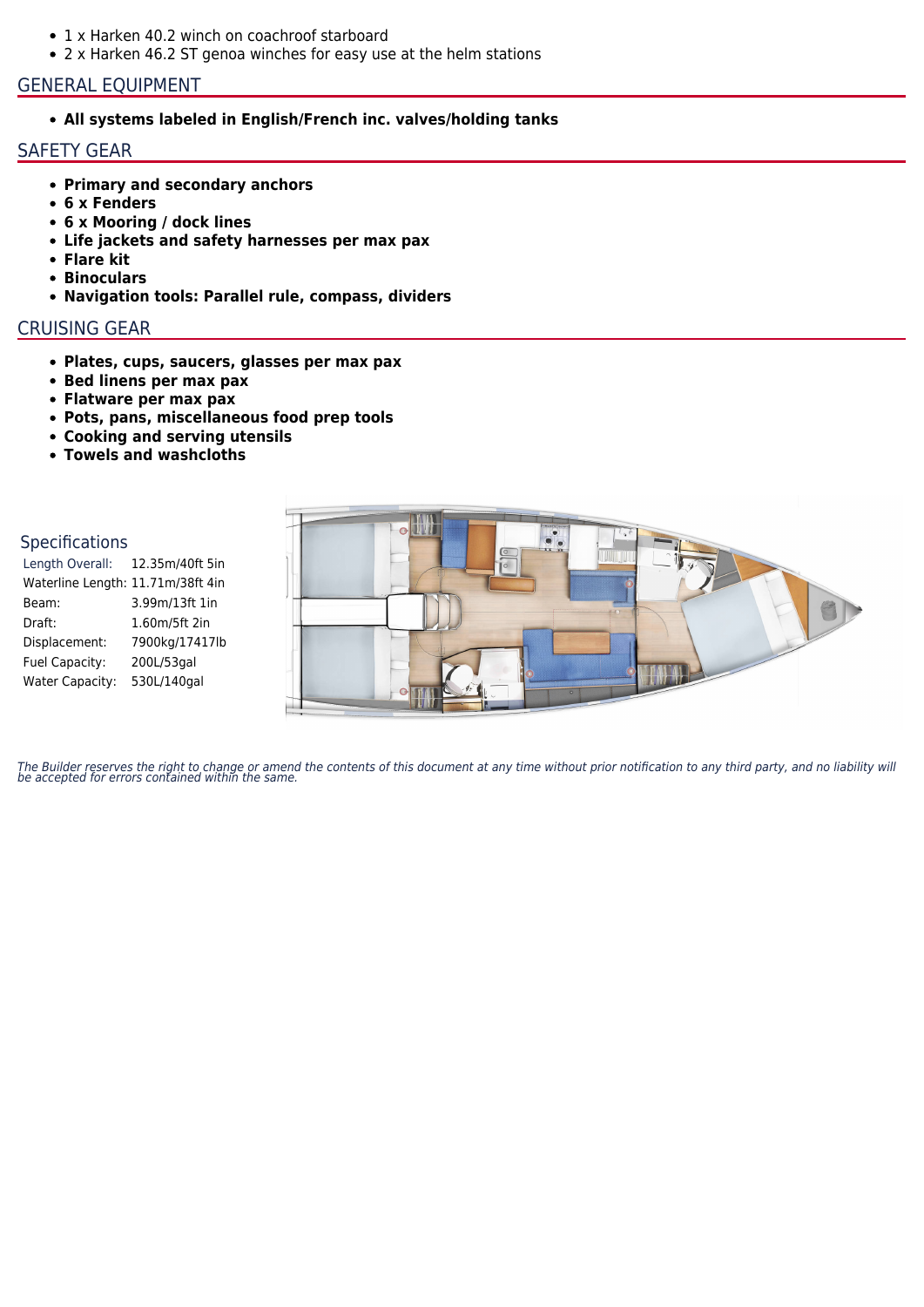- 1 x Harken 40.2 winch on coachroof starboard
- 2 x Harken 46.2 ST genoa winches for easy use at the helm stations

## GENERAL EQUIPMENT

- **All systems labeled in English/French inc. valves/holding tanks**

## SAFETY GEAR

- **Primary and secondary anchors**
- **6 x Fenders**
- **6 x Mooring / dock lines**
- **Life jackets and safety harnesses per max pax**
- **Flare kit**
- **Binoculars**
- **Navigation tools: Parallel rule, compass, dividers**

## CRUISING GEAR

- **Plates, cups, saucers, glasses per max pax**
- **Bed linens per max pax**
- **Flatware per max pax**
- **Pots, pans, miscellaneous food prep tools**
- **Cooking and serving utensils**
- **Towels and washcloths**

### Specifications

| | |
|---|---|
| Length Overall: | 12.35m/40ft 5in |
| Waterline Length: | 11.71m/38ft 4in |
| Beam: | 3.99m/13ft 1in |
| Draft: | 1.60m/5ft 2in |
| Displacement: | 7900kg/17417lb |
| Fuel Capacity: | 200L/53gal |
| Water Capacity: | 530L/140gal |

*The Builder reserves the right to change or amend the contents of this document at any time without prior notification to any third party, and no liability will be accepted for errors contained within the same.*